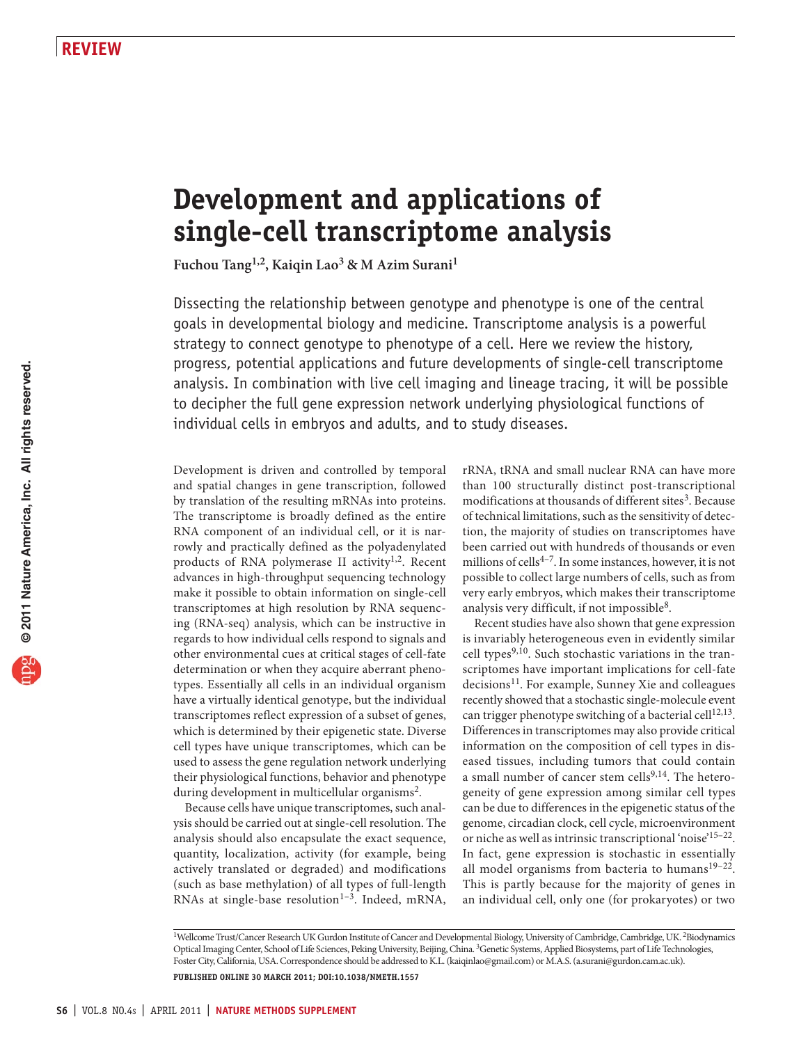REVIEW

# Development and applications of single-cell transcriptome analysis

**Fuchou Tang[1,2], Kaiqin Lao[3] & M Azim Surani[1]**

Dissecting the relationship between genotype and phenotype is one of the central goals in developmental biology and medicine. Transcriptome analysis is a powerful strategy to connect genotype to phenotype of a cell. Here we review the history, progress, potential applications and future developments of single-cell transcriptome analysis. In combination with live cell imaging and lineage tracing, it will be possible to decipher the full gene expression network underlying physiological functions of individual cells in embryos and adults, and to study diseases.

Development is driven and controlled by temporal and spatial changes in gene transcription, followed by translation of the resulting mRNAs into proteins. The transcriptome is broadly defined as the entire RNA component of an individual cell, or it is narrowly and practically defined as the polyadenylated products of RNA polymerase II activity[1,2]. Recent advances in high-throughput sequencing technology make it possible to obtain information on single-cell transcriptomes at high resolution by RNA sequencing (RNA-seq) analysis, which can be instructive in regards to how individual cells respond to signals and other environmental cues at critical stages of cell-fate determination or when they acquire aberrant phenotypes. Essentially all cells in an individual organism have a virtually identical genotype, but the individual transcriptomes reflect expression of a subset of genes, which is determined by their epigenetic state. Diverse cell types have unique transcriptomes, which can be used to assess the gene regulation network underlying their physiological functions, behavior and phenotype during development in multicellular organisms[2].

Because cells have unique transcriptomes, such analysis should be carried out at single-cell resolution. The analysis should also encapsulate the exact sequence, quantity, localization, activity (for example, being actively translated or degraded) and modifications (such as base methylation) of all types of full-length RNAs at single-base resolution[1–3]. Indeed, mRNA, rRNA, tRNA and small nuclear RNA can have more than 100 structurally distinct post-transcriptional modifications at thousands of different sites[3]. Because of technical limitations, such as the sensitivity of detection, the majority of studies on transcriptomes have been carried out with hundreds of thousands or even millions of cells[4–7]. In some instances, however, it is not possible to collect large numbers of cells, such as from very early embryos, which makes their transcriptome analysis very difficult, if not impossible[8].

Recent studies have also shown that gene expression is invariably heterogeneous even in evidently similar cell types[9,10]. Such stochastic variations in the transcriptomes have important implications for cell-fate decisions[11]. For example, Sunney Xie and colleagues recently showed that a stochastic single-molecule event can trigger phenotype switching of a bacterial cell[12,13]. Differences in transcriptomes may also provide critical information on the composition of cell types in diseased tissues, including tumors that could contain a small number of cancer stem cells[9,14]. The heterogeneity of gene expression among similar cell types can be due to differences in the epigenetic status of the genome, circadian clock, cell cycle, microenvironment or niche as well as intrinsic transcriptional 'noise'[15–22]. In fact, gene expression is stochastic in essentially all model organisms from bacteria to humans[19–22]. This is partly because for the majority of genes in an individual cell, only one (for prokaryotes) or two

[1]Wellcome Trust/Cancer Research UK Gurdon Institute of Cancer and Developmental Biology, University of Cambridge, Cambridge, UK. [2]Biodynamics Optical Imaging Center, School of Life Sciences, Peking University, Beijing, China. [3]Genetic Systems, Applied Biosystems, part of Life Technologies, Foster City, California, USA. Correspondence should be addressed to K.L. (kaiqinlao@gmail.com) or M.A.S. (a.surani@gurdon.cam.ac.uk).

**PUBLISHED ONLINE 30 MARCH 2011; DOI:10.1038/NMETH.1557**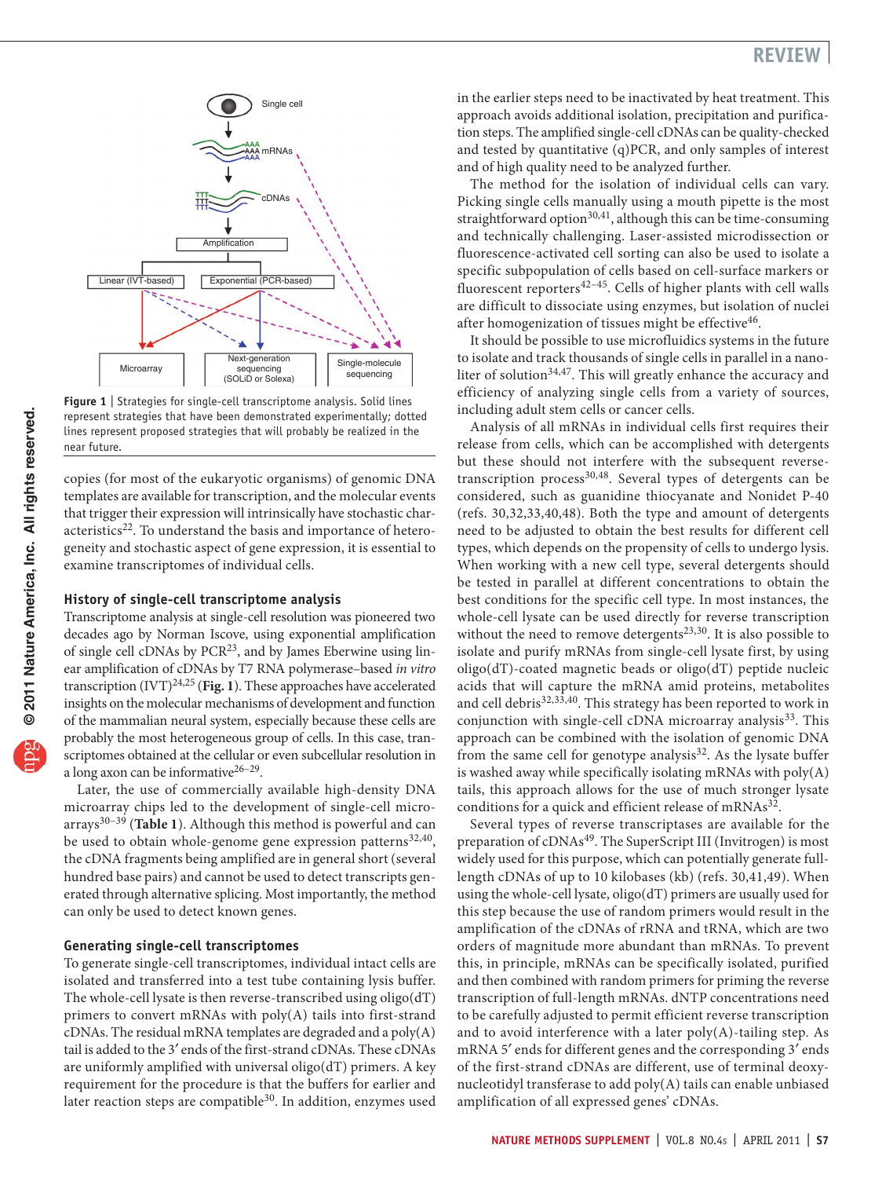Figure 1 | Strategies for single-cell transcriptome analysis. Solid lines represent strategies that have been demonstrated experimentally; dotted lines represent proposed strategies that will probably be realized in the near future.

copies (for most of the eukaryotic organisms) of genomic DNA templates are available for transcription, and the molecular events that trigger their expression will intrinsically have stochastic characteristics[22]. To understand the basis and importance of heterogeneity and stochastic aspect of gene expression, it is essential to examine transcriptomes of individual cells.

## History of single-cell transcriptome analysis

Transcriptome analysis at single-cell resolution was pioneered two decades ago by Norman Iscove, using exponential amplification of single cell cDNAs by PCR[23], and by James Eberwine using linear amplification of cDNAs by T7 RNA polymerase–based *in vitro* transcription (IVT)[24,25] (**Fig. 1**). These approaches have accelerated insights on the molecular mechanisms of development and function of the mammalian neural system, especially because these cells are probably the most heterogeneous group of cells. In this case, transcriptomes obtained at the cellular or even subcellular resolution in a long axon can be informative[26–29].

Later, the use of commercially available high-density DNA microarray chips led to the development of single-cell microarrays[30–39] (**Table 1**). Although this method is powerful and can be used to obtain whole-genome gene expression patterns[32,40], the cDNA fragments being amplified are in general short (several hundred base pairs) and cannot be used to detect transcripts generated through alternative splicing. Most importantly, the method can only be used to detect known genes.

## Generating single-cell transcriptomes

To generate single-cell transcriptomes, individual intact cells are isolated and transferred into a test tube containing lysis buffer. The whole-cell lysate is then reverse-transcribed using oligo(dT) primers to convert mRNAs with poly(A) tails into first-strand cDNAs. The residual mRNA templates are degraded and a poly(A) tail is added to the 3′ ends of the first-strand cDNAs. These cDNAs are uniformly amplified with universal oligo(dT) primers. A key requirement for the procedure is that the buffers for earlier and later reaction steps are compatible[30]. In addition, enzymes used in the earlier steps need to be inactivated by heat treatment. This approach avoids additional isolation, precipitation and purification steps. The amplified single-cell cDNAs can be quality-checked and tested by quantitative (q)PCR, and only samples of interest and of high quality need to be analyzed further.

The method for the isolation of individual cells can vary. Picking single cells manually using a mouth pipette is the most straightforward option[30,41], although this can be time-consuming and technically challenging. Laser-assisted microdissection or fluorescence-activated cell sorting can also be used to isolate a specific subpopulation of cells based on cell-surface markers or fluorescent reporters[42–45]. Cells of higher plants with cell walls are difficult to dissociate using enzymes, but isolation of nuclei after homogenization of tissues might be effective[46].

It should be possible to use microfluidics systems in the future to isolate and track thousands of single cells in parallel in a nanoliter of solution[34,47]. This will greatly enhance the accuracy and efficiency of analyzing single cells from a variety of sources, including adult stem cells or cancer cells.

Analysis of all mRNAs in individual cells first requires their release from cells, which can be accomplished with detergents but these should not interfere with the subsequent reverse-transcription process[30,48]. Several types of detergents can be considered, such as guanidine thiocyanate and Nonidet P-40 (refs. 30,32,33,40,48). Both the type and amount of detergents need to be adjusted to obtain the best results for different cell types, which depends on the propensity of cells to undergo lysis. When working with a new cell type, several detergents should be tested in parallel at different concentrations to obtain the best conditions for the specific cell type. In most instances, the whole-cell lysate can be used directly for reverse transcription without the need to remove detergents[23,30]. It is also possible to isolate and purify mRNAs from single-cell lysate first, by using oligo(dT)-coated magnetic beads or oligo(dT) peptide nucleic acids that will capture the mRNA amid proteins, metabolites and cell debris[32,33,40]. This strategy has been reported to work in conjunction with single-cell cDNA microarray analysis[33]. This approach can be combined with the isolation of genomic DNA from the same cell for genotype analysis[32]. As the lysate buffer is washed away while specifically isolating mRNAs with poly(A) tails, this approach allows for the use of much stronger lysate conditions for a quick and efficient release of mRNAs[32].

Several types of reverse transcriptases are available for the preparation of cDNAs[49]. The SuperScript III (Invitrogen) is most widely used for this purpose, which can potentially generate full-length cDNAs of up to 10 kilobases (kb) (refs. 30,41,49). When using the whole-cell lysate, oligo(dT) primers are usually used for this step because the use of random primers would result in the amplification of the cDNAs of rRNA and tRNA, which are two orders of magnitude more abundant than mRNAs. To prevent this, in principle, mRNAs can be specifically isolated, purified and then combined with random primers for priming the reverse transcription of full-length mRNAs. dNTP concentrations need to be carefully adjusted to permit efficient reverse transcription and to avoid interference with a later poly(A)-tailing step. As mRNA 5′ ends for different genes and the corresponding 3′ ends of the first-strand cDNAs are different, use of terminal deoxynucleotidyl transferase to add poly(A) tails can enable unbiased amplification of all expressed genes' cDNAs.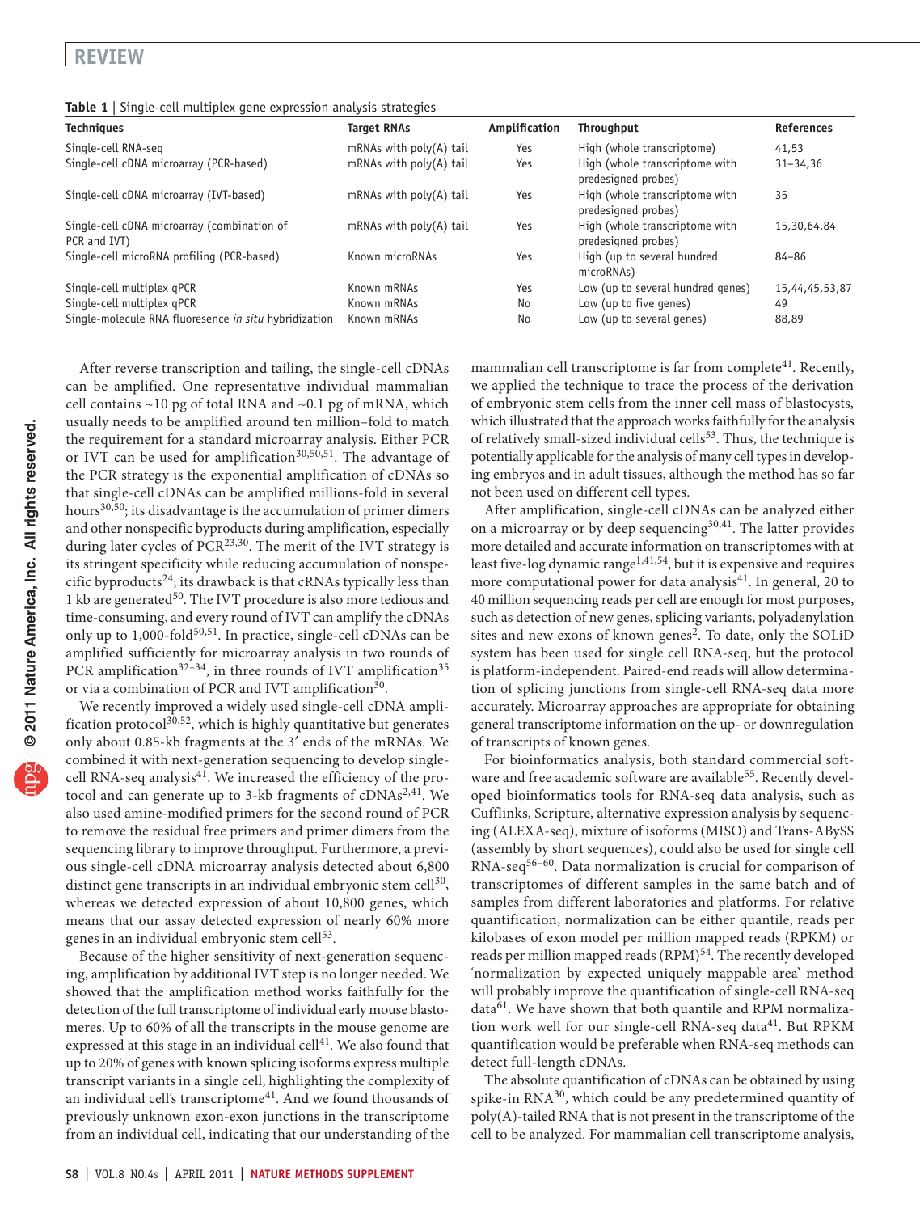**Table 1** | Single-cell multiplex gene expression analysis strategies

| Techniques | Target RNAs | Amplification | Throughput | References |
|---|---|---|---|---|
| Single-cell RNA-seq | mRNAs with poly(A) tail | Yes | High (whole transcriptome) | 41,53 |
| Single-cell cDNA microarray (PCR-based) | mRNAs with poly(A) tail | Yes | High (whole transcriptome with predesigned probes) | 31–34,36 |
| Single-cell cDNA microarray (IVT-based) | mRNAs with poly(A) tail | Yes | High (whole transcriptome with predesigned probes) | 35 |
| Single-cell cDNA microarray (combination of PCR and IVT) | mRNAs with poly(A) tail | Yes | High (whole transcriptome with predesigned probes) | 15,30,64,84 |
| Single-cell microRNA profiling (PCR-based) | Known microRNAs | Yes | High (up to several hundred microRNAs) | 84–86 |
| Single-cell multiplex qPCR | Known mRNAs | Yes | Low (up to several hundred genes) | 15,44,45,53,87 |
| Single-cell multiplex qPCR | Known mRNAs | No | Low (up to five genes) | 49 |
| Single-molecule RNA fluoresence *in situ* hybridization | Known mRNAs | No | Low (up to several genes) | 88,89 |

After reverse transcription and tailing, the single-cell cDNAs can be amplified. One representative individual mammalian cell contains ~10 pg of total RNA and ~0.1 pg of mRNA, which usually needs to be amplified around ten million–fold to match the requirement for a standard microarray analysis. Either PCR or IVT can be used for amplification[30,50,51]. The advantage of the PCR strategy is the exponential amplification of cDNAs so that single-cell cDNAs can be amplified millions-fold in several hours[30,50]; its disadvantage is the accumulation of primer dimers and other nonspecific byproducts during amplification, especially during later cycles of PCR[23,30]. The merit of the IVT strategy is its stringent specificity while reducing accumulation of nonspecific byproducts[24]; its drawback is that cRNAs typically less than 1 kb are generated[50]. The IVT procedure is also more tedious and time-consuming, and every round of IVT can amplify the cDNAs only up to 1,000-fold[50,51]. In practice, single-cell cDNAs can be amplified sufficiently for microarray analysis in two rounds of PCR amplification[32–34], in three rounds of IVT amplification[35] or via a combination of PCR and IVT amplification[30].

We recently improved a widely used single-cell cDNA amplification protocol[30,52], which is highly quantitative but generates only about 0.85-kb fragments at the 3′ ends of the mRNAs. We combined it with next-generation sequencing to develop single-cell RNA-seq analysis[41]. We increased the efficiency of the protocol and can generate up to 3-kb fragments of cDNAs[2,41]. We also used amine-modified primers for the second round of PCR to remove the residual free primers and primer dimers from the sequencing library to improve throughput. Furthermore, a previous single-cell cDNA microarray analysis detected about 6,800 distinct gene transcripts in an individual embryonic stem cell[30], whereas we detected expression of about 10,800 genes, which means that our assay detected expression of nearly 60% more genes in an individual embryonic stem cell[53].

Because of the higher sensitivity of next-generation sequencing, amplification by additional IVT step is no longer needed. We showed that the amplification method works faithfully for the detection of the full transcriptome of individual early mouse blastomeres. Up to 60% of all the transcripts in the mouse genome are expressed at this stage in an individual cell[41]. We also found that up to 20% of genes with known splicing isoforms express multiple transcript variants in a single cell, highlighting the complexity of an individual cell's transcriptome[41]. And we found thousands of previously unknown exon-exon junctions in the transcriptome from an individual cell, indicating that our understanding of the mammalian cell transcriptome is far from complete[41]. Recently, we applied the technique to trace the process of the derivation of embryonic stem cells from the inner cell mass of blastocysts, which illustrated that the approach works faithfully for the analysis of relatively small-sized individual cells[53]. Thus, the technique is potentially applicable for the analysis of many cell types in developing embryos and in adult tissues, although the method has so far not been used on different cell types.

After amplification, single-cell cDNAs can be analyzed either on a microarray or by deep sequencing[30,41]. The latter provides more detailed and accurate information on transcriptomes with at least five-log dynamic range[1,41,54], but it is expensive and requires more computational power for data analysis[41]. In general, 20 to 40 million sequencing reads per cell are enough for most purposes, such as detection of new genes, splicing variants, polyadenylation sites and new exons of known genes[2]. To date, only the SOLiD system has been used for single cell RNA-seq, but the protocol is platform-independent. Paired-end reads will allow determination of splicing junctions from single-cell RNA-seq data more accurately. Microarray approaches are appropriate for obtaining general transcriptome information on the up- or downregulation of transcripts of known genes.

For bioinformatics analysis, both standard commercial software and free academic software are available[55]. Recently developed bioinformatics tools for RNA-seq data analysis, such as Cufflinks, Scripture, alternative expression analysis by sequencing (ALEXA-seq), mixture of isoforms (MISO) and Trans-ABySS (assembly by short sequences), could also be used for single cell RNA-seq[56–60]. Data normalization is crucial for comparison of transcriptomes of different samples in the same batch and of samples from different laboratories and platforms. For relative quantification, normalization can be either quantile, reads per kilobases of exon model per million mapped reads (RPKM) or reads per million mapped reads (RPM)[54]. The recently developed 'normalization by expected uniquely mappable area' method will probably improve the quantification of single-cell RNA-seq data[61]. We have shown that both quantile and RPM normalization work well for our single-cell RNA-seq data[41]. But RPKM quantification would be preferable when RNA-seq methods can detect full-length cDNAs.

The absolute quantification of cDNAs can be obtained by using spike-in RNA[30], which could be any predetermined quantity of poly(A)-tailed RNA that is not present in the transcriptome of the cell to be analyzed. For mammalian cell transcriptome analysis,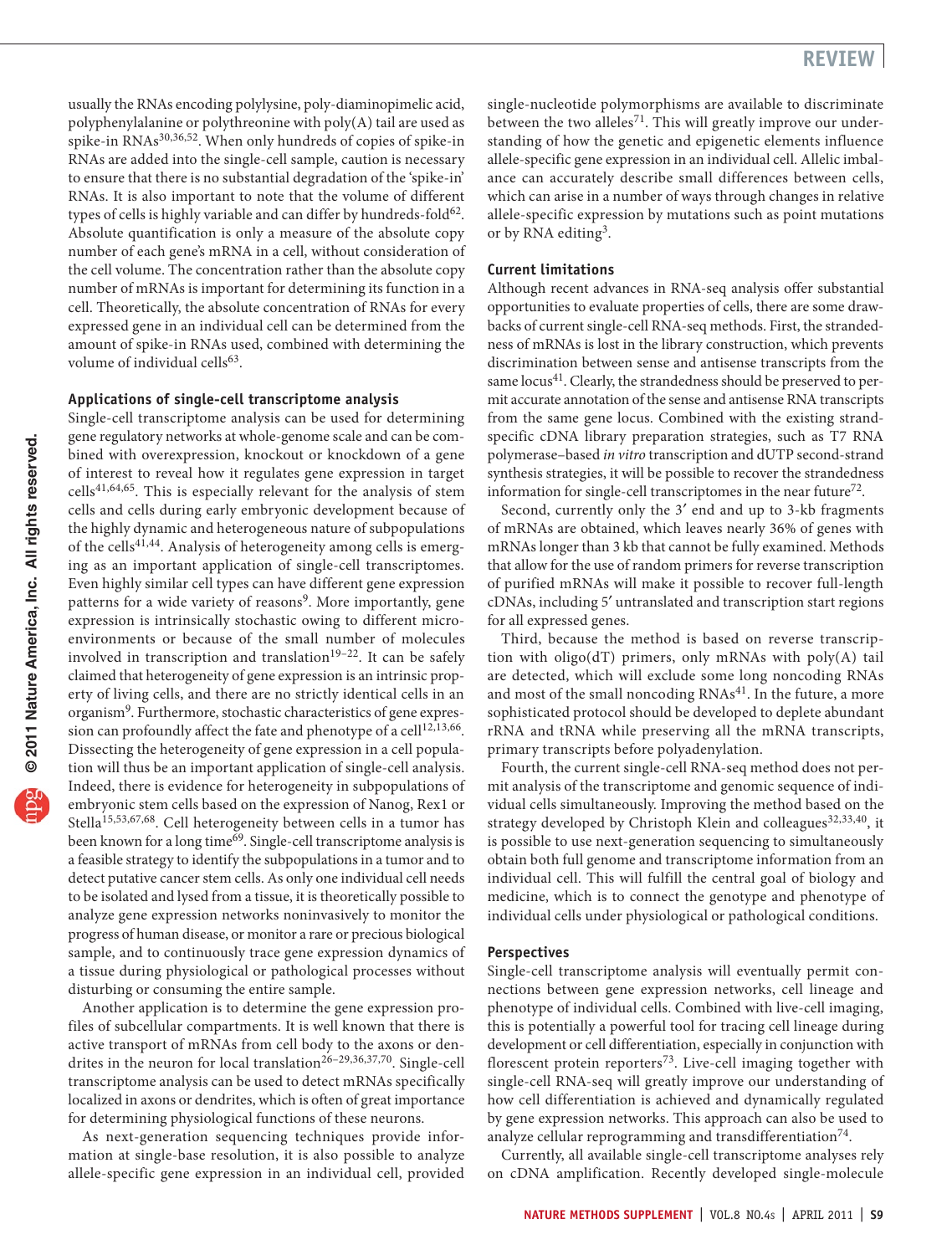usually the RNAs encoding polylysine, poly-diaminopimelic acid, polyphenylalanine or polythreonine with poly(A) tail are used as spike-in RNAs[30,36,52]. When only hundreds of copies of spike-in RNAs are added into the single-cell sample, caution is necessary to ensure that there is no substantial degradation of the 'spike-in' RNAs. It is also important to note that the volume of different types of cells is highly variable and can differ by hundreds-fold[62]. Absolute quantification is only a measure of the absolute copy number of each gene's mRNA in a cell, without consideration of the cell volume. The concentration rather than the absolute copy number of mRNAs is important for determining its function in a cell. Theoretically, the absolute concentration of RNAs for every expressed gene in an individual cell can be determined from the amount of spike-in RNAs used, combined with determining the volume of individual cells[63].

### Applications of single-cell transcriptome analysis

Single-cell transcriptome analysis can be used for determining gene regulatory networks at whole-genome scale and can be combined with overexpression, knockout or knockdown of a gene of interest to reveal how it regulates gene expression in target cells[41,64,65]. This is especially relevant for the analysis of stem cells and cells during early embryonic development because of the highly dynamic and heterogeneous nature of subpopulations of the cells[41,44]. Analysis of heterogeneity among cells is emerging as an important application of single-cell transcriptomes. Even highly similar cell types can have different gene expression patterns for a wide variety of reasons[9]. More importantly, gene expression is intrinsically stochastic owing to different microenvironments or because of the small number of molecules involved in transcription and translation[19–22]. It can be safely claimed that heterogeneity of gene expression is an intrinsic property of living cells, and there are no strictly identical cells in an organism[9]. Furthermore, stochastic characteristics of gene expression can profoundly affect the fate and phenotype of a cell[12,13,66]. Dissecting the heterogeneity of gene expression in a cell population will thus be an important application of single-cell analysis. Indeed, there is evidence for heterogeneity in subpopulations of embryonic stem cells based on the expression of Nanog, Rex1 or Stella[15,53,67,68]. Cell heterogeneity between cells in a tumor has been known for a long time[69]. Single-cell transcriptome analysis is a feasible strategy to identify the subpopulations in a tumor and to detect putative cancer stem cells. As only one individual cell needs to be isolated and lysed from a tissue, it is theoretically possible to analyze gene expression networks noninvasively to monitor the progress of human disease, or monitor a rare or precious biological sample, and to continuously trace gene expression dynamics of a tissue during physiological or pathological processes without disturbing or consuming the entire sample.

Another application is to determine the gene expression profiles of subcellular compartments. It is well known that there is active transport of mRNAs from cell body to the axons or dendrites in the neuron for local translation[26–29,36,37,70]. Single-cell transcriptome analysis can be used to detect mRNAs specifically localized in axons or dendrites, which is often of great importance for determining physiological functions of these neurons.

As next-generation sequencing techniques provide information at single-base resolution, it is also possible to analyze allele-specific gene expression in an individual cell, provided single-nucleotide polymorphisms are available to discriminate between the two alleles[71]. This will greatly improve our understanding of how the genetic and epigenetic elements influence allele-specific gene expression in an individual cell. Allelic imbalance can accurately describe small differences between cells, which can arise in a number of ways through changes in relative allele-specific expression by mutations such as point mutations or by RNA editing[3].

### Current limitations

Although recent advances in RNA-seq analysis offer substantial opportunities to evaluate properties of cells, there are some drawbacks of current single-cell RNA-seq methods. First, the strandedness of mRNAs is lost in the library construction, which prevents discrimination between sense and antisense transcripts from the same locus[41]. Clearly, the strandedness should be preserved to permit accurate annotation of the sense and antisense RNA transcripts from the same gene locus. Combined with the existing strand-specific cDNA library preparation strategies, such as T7 RNA polymerase–based *in vitro* transcription and dUTP second-strand synthesis strategies, it will be possible to recover the strandedness information for single-cell transcriptomes in the near future[72].

Second, currently only the 3′ end and up to 3-kb fragments of mRNAs are obtained, which leaves nearly 36% of genes with mRNAs longer than 3 kb that cannot be fully examined. Methods that allow for the use of random primers for reverse transcription of purified mRNAs will make it possible to recover full-length cDNAs, including 5′ untranslated and transcription start regions for all expressed genes.

Third, because the method is based on reverse transcription with oligo(dT) primers, only mRNAs with poly(A) tail are detected, which will exclude some long noncoding RNAs and most of the small noncoding RNAs[41]. In the future, a more sophisticated protocol should be developed to deplete abundant rRNA and tRNA while preserving all the mRNA transcripts, primary transcripts before polyadenylation.

Fourth, the current single-cell RNA-seq method does not permit analysis of the transcriptome and genomic sequence of individual cells simultaneously. Improving the method based on the strategy developed by Christoph Klein and colleagues[32,33,40], it is possible to use next-generation sequencing to simultaneously obtain both full genome and transcriptome information from an individual cell. This will fulfill the central goal of biology and medicine, which is to connect the genotype and phenotype of individual cells under physiological or pathological conditions.

### Perspectives

Single-cell transcriptome analysis will eventually permit connections between gene expression networks, cell lineage and phenotype of individual cells. Combined with live-cell imaging, this is potentially a powerful tool for tracing cell lineage during development or cell differentiation, especially in conjunction with florescent protein reporters[73]. Live-cell imaging together with single-cell RNA-seq will greatly improve our understanding of how cell differentiation is achieved and dynamically regulated by gene expression networks. This approach can also be used to analyze cellular reprogramming and transdifferentiation[74].

Currently, all available single-cell transcriptome analyses rely on cDNA amplification. Recently developed single-molecule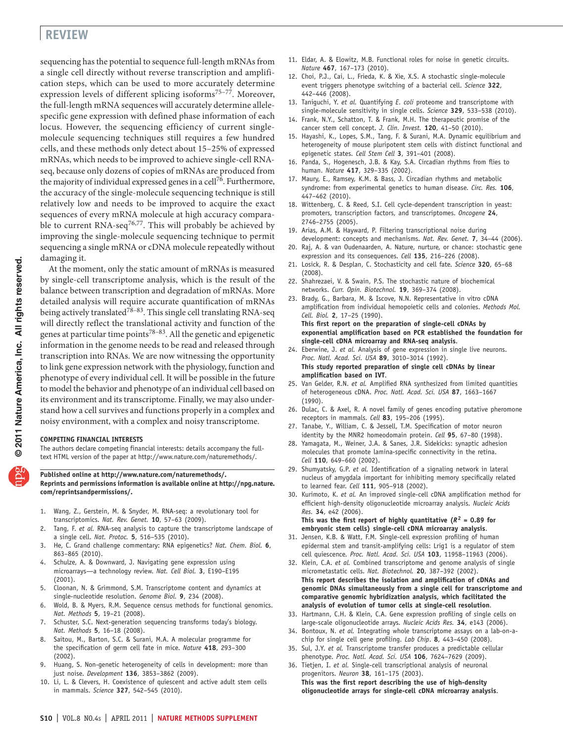sequencing has the potential to sequence full-length mRNAs from a single cell directly without reverse transcription and amplification steps, which can be used to more accurately determine expression levels of different splicing isoforms[75–77]. Moreover, the full-length mRNA sequences will accurately determine allele-specific gene expression with defined phase information of each locus. However, the sequencing efficiency of current single-molecule sequencing techniques still requires a few hundred cells, and these methods only detect about 15–25% of expressed mRNAs, which needs to be improved to achieve single-cell RNA-seq, because only dozens of copies of mRNAs are produced from the majority of individual expressed genes in a cell[76]. Furthermore, the accuracy of the single-molecule sequencing technique is still relatively low and needs to be improved to acquire the exact sequences of every mRNA molecule at high accuracy comparable to current RNA-seq[76,77]. This will probably be achieved by improving the single-molecule sequencing technique to permit sequencing a single mRNA or cDNA molecule repeatedly without damaging it.

At the moment, only the static amount of mRNAs is measured by single-cell transcriptome analysis, which is the result of the balance between transcription and degradation of mRNAs. More detailed analysis will require accurate quantification of mRNAs being actively translated[78–83]. This single cell translating RNA-seq will directly reflect the translational activity and function of the genes at particular time points[78–83]. All the genetic and epigenetic information in the genome needs to be read and released through transcription into RNAs. We are now witnessing the opportunity to link gene expression network with the physiology, function and phenotype of every individual cell. It will be possible in the future to model the behavior and phenotype of an individual cell based on its environment and its transcriptome. Finally, we may also understand how a cell survives and functions properly in a complex and noisy environment, with a complex and noisy transcriptome.

#### COMPETING FINANCIAL INTERESTS

The authors declare competing financial interests: details accompany the full-text HTML version of the paper at http://www.nature.com/naturemethods/.

**Published online at http://www.nature.com/naturemethods/.**
**Reprints and permissions information is available online at http://npg.nature.com/reprintsandpermissions/.**

1. Wang, Z., Gerstein, M. & Snyder, M. RNA-seq: a revolutionary tool for transcriptomics. *Nat. Rev. Genet.* **10**, 57–63 (2009).
2. Tang, F. *et al.* RNA-seq analysis to capture the transcriptome landscape of a single cell. *Nat. Protoc.* **5**, 516–535 (2010).
3. He, C. Grand challenge commentary: RNA epigenetics? *Nat. Chem. Biol.* **6**, 863–865 (2010).
4. Schulze, A. & Downward, J. Navigating gene expression using microarrays—a technology review. *Nat. Cell Biol.* **3**, E190–E195 (2001).
5. Cloonan, N. & Grimmond, S.M. Transcriptome content and dynamics at single-nucleotide resolution. *Genome Biol.* **9**, 234 (2008).
6. Wold, B. & Myers, R.M. Sequence census methods for functional genomics. *Nat. Methods* **5**, 19–21 (2008).
7. Schuster, S.C. Next-generation sequencing transforms today's biology. *Nat. Methods* **5**, 16–18 (2008).
8. Saitou, M., Barton, S.C. & Surani, M.A. A molecular programme for the specification of germ cell fate in mice. *Nature* **418**, 293–300 (2002).
9. Huang, S. Non-genetic heterogeneity of cells in development: more than just noise. *Development* **136**, 3853–3862 (2009).
10. Li, L. & Clevers, H. Coexistence of quiescent and active adult stem cells in mammals. *Science* **327**, 542–545 (2010).
11. Eldar, A. & Elowitz, M.B. Functional roles for noise in genetic circuits. *Nature* **467**, 167–173 (2010).
12. Choi, P.J., Cai, L., Frieda, K. & Xie, X.S. A stochastic single-molecule event triggers phenotype switching of a bacterial cell. *Science* **322**, 442–446 (2008).
13. Taniguchi, Y. *et al.* Quantifying *E. coli* proteome and transcriptome with single-molecule sensitivity in single cells. *Science* **329**, 533–538 (2010).
14. Frank, N.Y., Schatton, T. & Frank, M.H. The therapeutic promise of the cancer stem cell concept. *J. Clin. Invest.* **120**, 41–50 (2010).
15. Hayashi, K., Lopes, S.M., Tang, F. & Surani, M.A. Dynamic equilibrium and heterogeneity of mouse pluripotent stem cells with distinct functional and epigenetic states. *Cell Stem Cell* **3**, 391–401 (2008).
16. Panda, S., Hogenesch, J.B. & Kay, S.A. Circadian rhythms from flies to human. *Nature* **417**, 329–335 (2002).
17. Maury, E., Ramsey, K.M. & Bass, J. Circadian rhythms and metabolic syndrome: from experimental genetics to human disease. *Circ. Res.* **106**, 447–462 (2010).
18. Wittenberg, C. & Reed, S.I. Cell cycle-dependent transcription in yeast: promoters, transcription factors, and transcriptomes. *Oncogene* **24**, 2746–2755 (2005).
19. Arias, A.M. & Hayward, P. Filtering transcriptional noise during development: concepts and mechanisms. *Nat. Rev. Genet.* **7**, 34–44 (2006).
20. Raj, A. & van Oudenaarden, A. Nature, nurture, or chance: stochastic gene expression and its consequences. *Cell* **135**, 216–226 (2008).
21. Losick, R. & Desplan, C. Stochasticity and cell fate. *Science* **320**, 65–68 (2008).
22. Shahrezaei, V. & Swain, P.S. The stochastic nature of biochemical networks. *Curr. Opin. Biotechnol.* **19**, 369–374 (2008).
23. Brady, G., Barbara, M. & Iscove, N.N. Representative in vitro cDNA amplification from individual hemopoietic cells and colonies. *Methods Mol. Cell. Biol.* **2**, 17–25 (1990).
    **This first report on the preparation of single-cell cDNAs by exponential amplification based on PCR established the foundation for single-cell cDNA microarray and RNA-seq analysis.**
24. Eberwine, J. *et al.* Analysis of gene expression in single live neurons. *Proc. Natl. Acad. Sci. USA* **89**, 3010–3014 (1992).
    **This study reported preparation of single cell cDNAs by linear amplification based on IVT.**
25. Van Gelder, R.N. *et al.* Amplified RNA synthesized from limited quantities of heterogeneous cDNA. *Proc. Natl. Acad. Sci. USA* **87**, 1663–1667 (1990).
26. Dulac, C. & Axel, R. A novel family of genes encoding putative pheromone receptors in mammals. *Cell* **83**, 195–206 (1995).
27. Tanabe, Y., William, C. & Jessell, T.M. Specification of motor neuron identity by the MNR2 homeodomain protein. *Cell* **95**, 67–80 (1998).
28. Yamagata, M., Weiner, J.A. & Sanes, J.R. Sidekicks: synaptic adhesion molecules that promote lamina-specific connectivity in the retina. *Cell* **110**, 649–660 (2002).
29. Shumyatsky, G.P. *et al.* Identification of a signaling network in lateral nucleus of amygdala important for inhibiting memory specifically related to learned fear. *Cell* **111**, 905–918 (2002).
30. Kurimoto, K. *et al.* An improved single-cell cDNA amplification method for efficient high-density oligonucleotide microarray analysis. *Nucleic Acids Res.* **34**, e42 (2006).
    **This was the first report of highly quantitative ($R^2$ = 0.89 for embryonic stem cells) single-cell cDNA microarray analysis.**
31. Jensen, K.B. & Watt, F.M. Single-cell expression profiling of human epidermal stem and transit-amplifying cells: Lrig1 is a regulator of stem cell quiescence. *Proc. Natl. Acad. Sci. USA* **103**, 11958–11963 (2006).
32. Klein, C.A. *et al.* Combined transcriptome and genome analysis of single micrometastatic cells. *Nat. Biotechnol.* **20**, 387–392 (2002).
    **This report describes the isolation and amplification of cDNAs and genomic DNAs simultaneously from a single cell for transcriptome and comparative genomic hybridization analysis, which facilitated the analysis of evolution of tumor cells at single-cell resolution.**
33. Hartmann, C.H. & Klein, C.A. Gene expression profiling of single cells on large-scale oligonucleotide arrays. *Nucleic Acids Res.* **34**, e143 (2006).
34. Bontoux, N. *et al.* Integrating whole transcriptome assays on a lab-on-a-chip for single cell gene profiling. *Lab Chip.* **8**, 443–450 (2008).
35. Sul, J.Y. *et al.* Transcriptome transfer produces a predictable cellular phenotype. *Proc. Natl. Acad. Sci. USA* **106**, 7624–7629 (2009).
36. Tietjen, I. *et al.* Single-cell transcriptional analysis of neuronal progenitors. *Neuron* **38**, 161–175 (2003).
    **This was the first report describing the use of high-density oligonucleotide arrays for single-cell cDNA microarray analysis.**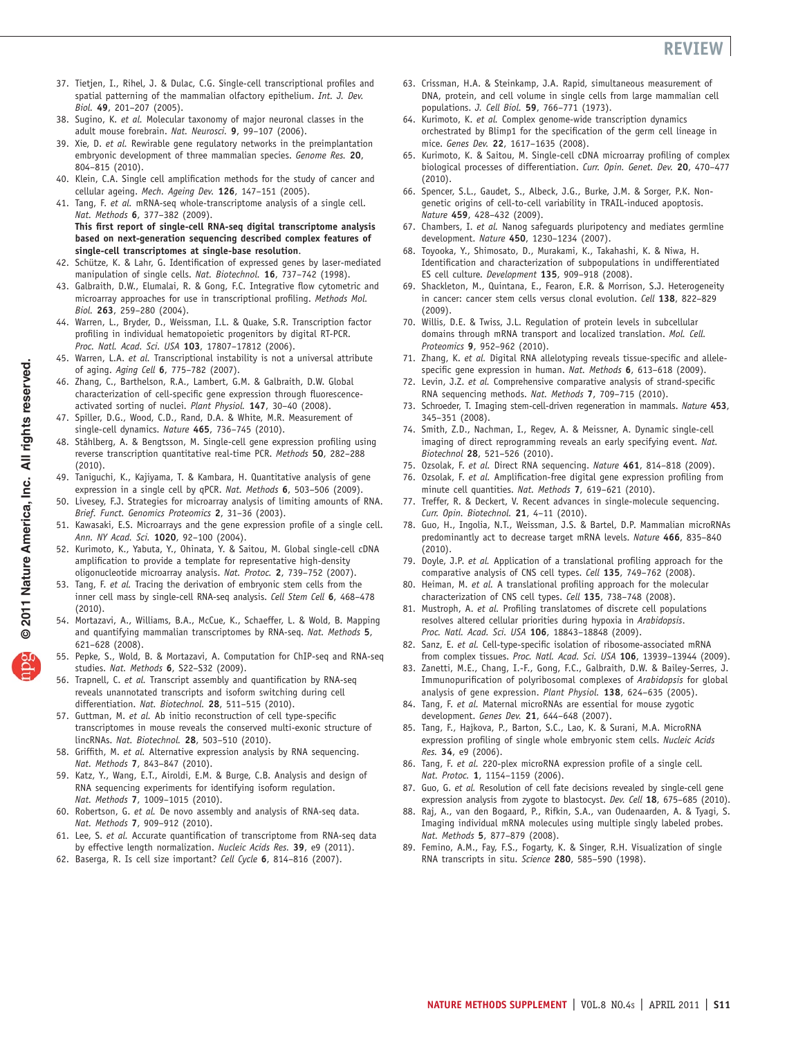37. Tietjen, I., Rihel, J. & Dulac, C.G. Single-cell transcriptional profiles and spatial patterning of the mammalian olfactory epithelium. *Int. J. Dev. Biol.* **49**, 201–207 (2005).
38. Sugino, K. *et al.* Molecular taxonomy of major neuronal classes in the adult mouse forebrain. *Nat. Neurosci.* **9**, 99–107 (2006).
39. Xie, D. *et al.* Rewirable gene regulatory networks in the preimplantation embryonic development of three mammalian species. *Genome Res.* **20**, 804–815 (2010).
40. Klein, C.A. Single cell amplification methods for the study of cancer and cellular ageing. *Mech. Ageing Dev.* **126**, 147–151 (2005).
41. Tang, F. *et al.* mRNA-seq whole-transcriptome analysis of a single cell. *Nat. Methods* **6**, 377–382 (2009).
    **This first report of single-cell RNA-seq digital transcriptome analysis based on next-generation sequencing described complex features of single-cell transcriptomes at single-base resolution.**
42. Schütze, K. & Lahr, G. Identification of expressed genes by laser-mediated manipulation of single cells. *Nat. Biotechnol.* **16**, 737–742 (1998).
43. Galbraith, D.W., Elumalai, R. & Gong, F.C. Integrative flow cytometric and microarray approaches for use in transcriptional profiling. *Methods Mol. Biol.* **263**, 259–280 (2004).
44. Warren, L., Bryder, D., Weissman, I.L. & Quake, S.R. Transcription factor profiling in individual hematopoietic progenitors by digital RT-PCR. *Proc. Natl. Acad. Sci. USA* **103**, 17807–17812 (2006).
45. Warren, L.A. *et al.* Transcriptional instability is not a universal attribute of aging. *Aging Cell* **6**, 775–782 (2007).
46. Zhang, C., Barthelson, R.A., Lambert, G.M. & Galbraith, D.W. Global characterization of cell-specific gene expression through fluorescence-activated sorting of nuclei. *Plant Physiol.* **147**, 30–40 (2008).
47. Spiller, D.G., Wood, C.D., Rand, D.A. & White, M.R. Measurement of single-cell dynamics. *Nature* **465**, 736–745 (2010).
48. Ståhlberg, A. & Bengtsson, M. Single-cell gene expression profiling using reverse transcription quantitative real-time PCR. *Methods* **50**, 282–288 (2010).
49. Taniguchi, K., Kajiyama, T. & Kambara, H. Quantitative analysis of gene expression in a single cell by qPCR. *Nat. Methods* **6**, 503–506 (2009).
50. Livesey, F.J. Strategies for microarray analysis of limiting amounts of RNA. *Brief. Funct. Genomics Proteomics* **2**, 31–36 (2003).
51. Kawasaki, E.S. Microarrays and the gene expression profile of a single cell. *Ann. NY Acad. Sci.* **1020**, 92–100 (2004).
52. Kurimoto, K., Yabuta, Y., Ohinata, Y. & Saitou, M. Global single-cell cDNA amplification to provide a template for representative high-density oligonucleotide microarray analysis. *Nat. Protoc.* **2**, 739–752 (2007).
53. Tang, F. *et al.* Tracing the derivation of embryonic stem cells from the inner cell mass by single-cell RNA-seq analysis. *Cell Stem Cell* **6**, 468–478 (2010).
54. Mortazavi, A., Williams, B.A., McCue, K., Schaeffer, L. & Wold, B. Mapping and quantifying mammalian transcriptomes by RNA-seq. *Nat. Methods* **5**, 621–628 (2008).
55. Pepke, S., Wold, B. & Mortazavi, A. Computation for ChIP-seq and RNA-seq studies. *Nat. Methods* **6**, S22–S32 (2009).
56. Trapnell, C. *et al.* Transcript assembly and quantification by RNA-seq reveals unannotated transcripts and isoform switching during cell differentiation. *Nat. Biotechnol.* **28**, 511–515 (2010).
57. Guttman, M. *et al.* Ab initio reconstruction of cell type-specific transcriptomes in mouse reveals the conserved multi-exonic structure of lincRNAs. *Nat. Biotechnol.* **28**, 503–510 (2010).
58. Griffith, M. *et al.* Alternative expression analysis by RNA sequencing. *Nat. Methods* **7**, 843–847 (2010).
59. Katz, Y., Wang, E.T., Airoldi, E.M. & Burge, C.B. Analysis and design of RNA sequencing experiments for identifying isoform regulation. *Nat. Methods* **7**, 1009–1015 (2010).
60. Robertson, G. *et al.* De novo assembly and analysis of RNA-seq data. *Nat. Methods* **7**, 909–912 (2010).
61. Lee, S. *et al.* Accurate quantification of transcriptome from RNA-seq data by effective length normalization. *Nucleic Acids Res.* **39**, e9 (2011).
62. Baserga, R. Is cell size important? *Cell Cycle* **6**, 814–816 (2007).
63. Crissman, H.A. & Steinkamp, J.A. Rapid, simultaneous measurement of DNA, protein, and cell volume in single cells from large mammalian cell populations. *J. Cell Biol.* **59**, 766–771 (1973).
64. Kurimoto, K. *et al.* Complex genome-wide transcription dynamics orchestrated by Blimp1 for the specification of the germ cell lineage in mice. *Genes Dev.* **22**, 1617–1635 (2008).
65. Kurimoto, K. & Saitou, M. Single-cell cDNA microarray profiling of complex biological processes of differentiation. *Curr. Opin. Genet. Dev.* **20**, 470–477 (2010).
66. Spencer, S.L., Gaudet, S., Albeck, J.G., Burke, J.M. & Sorger, P.K. Non-genetic origins of cell-to-cell variability in TRAIL-induced apoptosis. *Nature* **459**, 428–432 (2009).
67. Chambers, I. *et al.* Nanog safeguards pluripotency and mediates germline development. *Nature* **450**, 1230–1234 (2007).
68. Toyooka, Y., Shimosato, D., Murakami, K., Takahashi, K. & Niwa, H. Identification and characterization of subpopulations in undifferentiated ES cell culture. *Development* **135**, 909–918 (2008).
69. Shackleton, M., Quintana, E., Fearon, E.R. & Morrison, S.J. Heterogeneity in cancer: cancer stem cells versus clonal evolution. *Cell* **138**, 822–829 (2009).
70. Willis, D.E. & Twiss, J.L. Regulation of protein levels in subcellular domains through mRNA transport and localized translation. *Mol. Cell. Proteomics* **9**, 952–962 (2010).
71. Zhang, K. *et al.* Digital RNA allelotyping reveals tissue-specific and allele-specific gene expression in human. *Nat. Methods* **6**, 613–618 (2009).
72. Levin, J.Z. *et al.* Comprehensive comparative analysis of strand-specific RNA sequencing methods. *Nat. Methods* **7**, 709–715 (2010).
73. Schroeder, T. Imaging stem-cell-driven regeneration in mammals. *Nature* **453**, 345–351 (2008).
74. Smith, Z.D., Nachman, I., Regev, A. & Meissner, A. Dynamic single-cell imaging of direct reprogramming reveals an early specifying event. *Nat. Biotechnol* **28**, 521–526 (2010).
75. Ozsolak, F. *et al.* Direct RNA sequencing. *Nature* **461**, 814–818 (2009).
76. Ozsolak, F. *et al.* Amplification-free digital gene expression profiling from minute cell quantities. *Nat. Methods* **7**, 619–621 (2010).
77. Treffer, R. & Deckert, V. Recent advances in single-molecule sequencing. *Curr. Opin. Biotechnol.* **21**, 4–11 (2010).
78. Guo, H., Ingolia, N.T., Weissman, J.S. & Bartel, D.P. Mammalian microRNAs predominantly act to decrease target mRNA levels. *Nature* **466**, 835–840 (2010).
79. Doyle, J.P. *et al.* Application of a translational profiling approach for the comparative analysis of CNS cell types. *Cell* **135**, 749–762 (2008).
80. Heiman, M. *et al.* A translational profiling approach for the molecular characterization of CNS cell types. *Cell* **135**, 738–748 (2008).
81. Mustroph, A. *et al.* Profiling translatomes of discrete cell populations resolves altered cellular priorities during hypoxia in *Arabidopsis*. *Proc. Natl. Acad. Sci. USA* **106**, 18843–18848 (2009).
82. Sanz, E. *et al.* Cell-type-specific isolation of ribosome-associated mRNA from complex tissues. *Proc. Natl. Acad. Sci. USA* **106**, 13939–13944 (2009).
83. Zanetti, M.E., Chang, I.-F., Gong, F.C., Galbraith, D.W. & Bailey-Serres, J. Immunopurification of polyribosomal complexes of *Arabidopsis* for global analysis of gene expression. *Plant Physiol.* **138**, 624–635 (2005).
84. Tang, F. *et al.* Maternal microRNAs are essential for mouse zygotic development. *Genes Dev.* **21**, 644–648 (2007).
85. Tang, F., Hajkova, P., Barton, S.C., Lao, K. & Surani, M.A. MicroRNA expression profiling of single whole embryonic stem cells. *Nucleic Acids Res.* **34**, e9 (2006).
86. Tang, F. *et al.* 220-plex microRNA expression profile of a single cell. *Nat. Protoc.* **1**, 1154–1159 (2006).
87. Guo, G. *et al.* Resolution of cell fate decisions revealed by single-cell gene expression analysis from zygote to blastocyst. *Dev. Cell* **18**, 675–685 (2010).
88. Raj, A., van den Bogaard, P., Rifkin, S.A., van Oudenaarden, A. & Tyagi, S. Imaging individual mRNA molecules using multiple singly labeled probes. *Nat. Methods* **5**, 877–879 (2008).
89. Femino, A.M., Fay, F.S., Fogarty, K. & Singer, R.H. Visualization of single RNA transcripts in situ. *Science* **280**, 585–590 (1998).